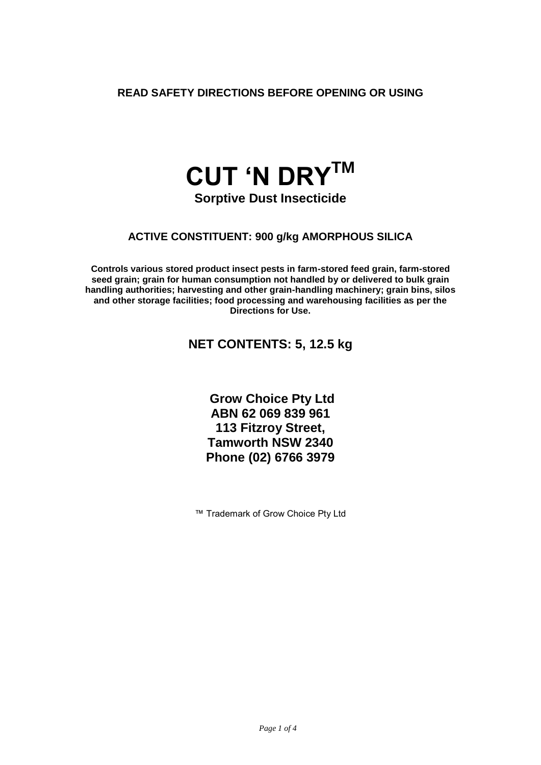**READ SAFETY DIRECTIONS BEFORE OPENING OR USING**

# CUT 'N DRY™

## Sorptive Dust Insecticide

**ACTIVE CONSTITUENT: 900 g/kg AMORPHOUS SILICA**

**Controls various stored product insect pests in farm-stored feed grain, farm-stored seed grain; grain for human consumption not handled by or delivered to bulk grain handling authorities; harvesting and other grain-handling machinery; grain bins, silos and other storage facilities; food processing and warehousing facilities as per the Directions for Use.**

**NET CONTENTS: 5, 12.5 kg**

**Grow Choice Pty Ltd**
**ABN 62 069 839 961**
**113 Fitzroy Street,**
**Tamworth NSW 2340**
**Phone (02) 6766 3979**

™ Trademark of Grow Choice Pty Ltd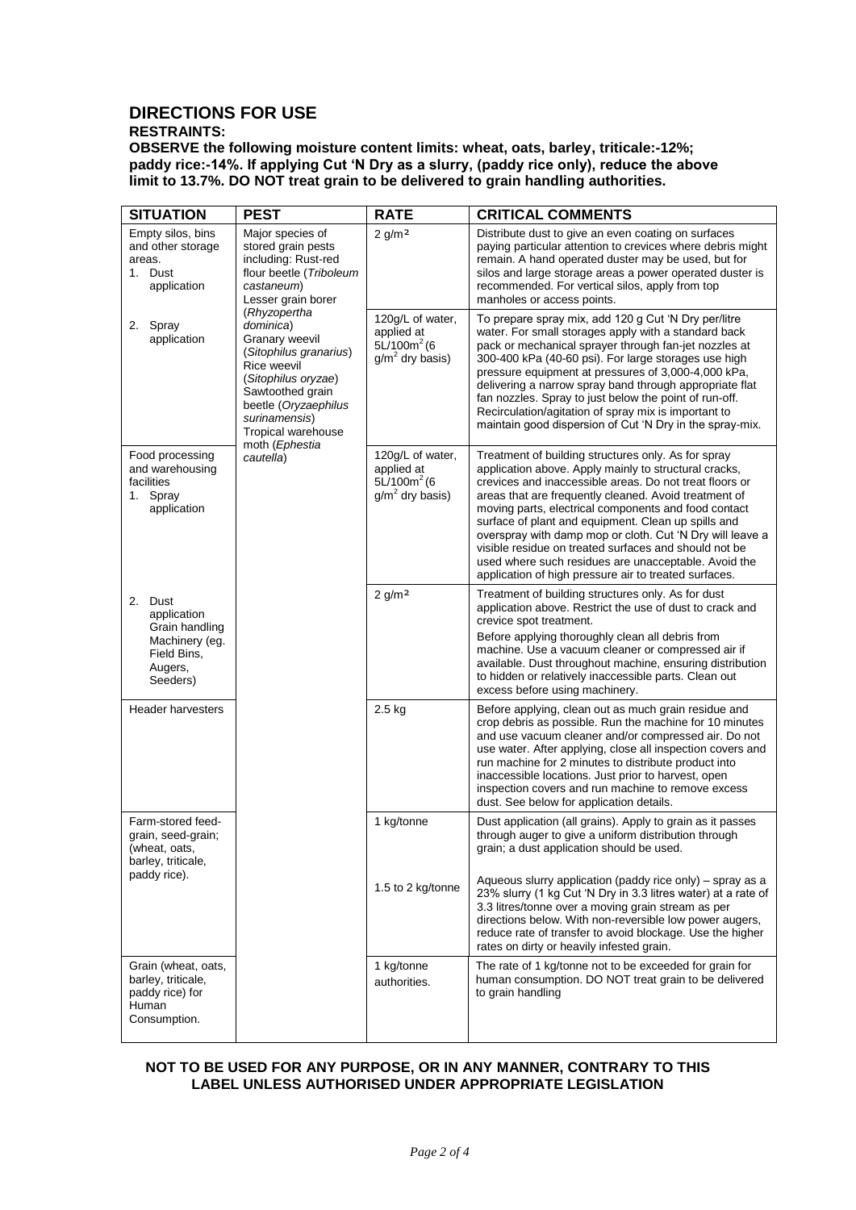# DIRECTIONS FOR USE

**RESTRAINTS:**

**OBSERVE the following moisture content limits: wheat, oats, barley, triticale:-12%; paddy rice:-14%. If applying Cut 'N Dry as a slurry, (paddy rice only), reduce the above limit to 13.7%. DO NOT treat grain to be delivered to grain handling authorities.**

| SITUATION | PEST | RATE | CRITICAL COMMENTS |
|---|---|---|---|
| Empty silos, bins and other storage areas. 1. Dust application | Major species of stored grain pests including: Rust-red flour beetle (*Triboleum castaneum*) Lesser grain borer (*Rhyzopertha dominica*) Granary weevil (*Sitophilus granarius*) Rice weevil (*Sitophilus oryzae*) Sawtoothed grain beetle (*Oryzaephilus surinamensis*) Tropical warehouse moth (*Ephestia cautella*) | 2 g/m² | Distribute dust to give an even coating on surfaces paying particular attention to crevices where debris might remain. A hand operated duster may be used, but for silos and large storage areas a power operated duster is recommended. For vertical silos, apply from top manholes or access points. |
| 2. Spray application | | 120g/L of water, applied at 5L/100m² (6 g/m² dry basis) | To prepare spray mix, add 120 g Cut 'N Dry per/litre water. For small storages apply with a standard back pack or mechanical sprayer through fan-jet nozzles at 300-400 kPa (40-60 psi). For large storages use high pressure equipment at pressures of 3,000-4,000 kPa, delivering a narrow spray band through appropriate flat fan nozzles. Spray to just below the point of run-off. Recirculation/agitation of spray mix is important to maintain good dispersion of Cut 'N Dry in the spray-mix. |
| Food processing and warehousing facilities 1. Spray application | | 120g/L of water, applied at 5L/100m² (6 g/m² dry basis) | Treatment of building structures only. As for spray application above. Apply mainly to structural cracks, crevices and inaccessible areas. Do not treat floors or areas that are frequently cleaned. Avoid treatment of moving parts, electrical components and food contact surface of plant and equipment. Clean up spills and overspray with damp mop or cloth. Cut 'N Dry will leave a visible residue on treated surfaces and should not be used where such residues are unacceptable. Avoid the application of high pressure air to treated surfaces. |
| 2. Dust application Grain handling Machinery (eg. Field Bins, Augers, Seeders) | | 2 g/m² | Treatment of building structures only. As for dust application above. Restrict the use of dust to crack and crevice spot treatment. Before applying thoroughly clean all debris from machine. Use a vacuum cleaner or compressed air if available. Dust throughout machine, ensuring distribution to hidden or relatively inaccessible parts. Clean out excess before using machinery. |
| Header harvesters | | 2.5 kg | Before applying, clean out as much grain residue and crop debris as possible. Run the machine for 10 minutes and use vacuum cleaner and/or compressed air. Do not use water. After applying, close all inspection covers and run machine for 2 minutes to distribute product into inaccessible locations. Just prior to harvest, open inspection covers and run machine to remove excess dust. See below for application details. |
| Farm-stored feed-grain, seed-grain; (wheat, oats, barley, triticale, paddy rice). | | 1 kg/tonne | Dust application (all grains). Apply to grain as it passes through auger to give a uniform distribution through grain; a dust application should be used. |
| | | 1.5 to 2 kg/tonne | Aqueous slurry application (paddy rice only) – spray as a 23% slurry (1 kg Cut 'N Dry in 3.3 litres water) at a rate of 3.3 litres/tonne over a moving grain stream as per directions below. With non-reversible low power augers, reduce rate of transfer to avoid blockage. Use the higher rates on dirty or heavily infested grain. |
| Grain (wheat, oats, barley, triticale, paddy rice) for Human Consumption. | | 1 kg/tonne authorities. | The rate of 1 kg/tonne not to be exceeded for grain for human consumption. DO NOT treat grain to be delivered to grain handling |

**NOT TO BE USED FOR ANY PURPOSE, OR IN ANY MANNER, CONTRARY TO THIS LABEL UNLESS AUTHORISED UNDER APPROPRIATE LEGISLATION**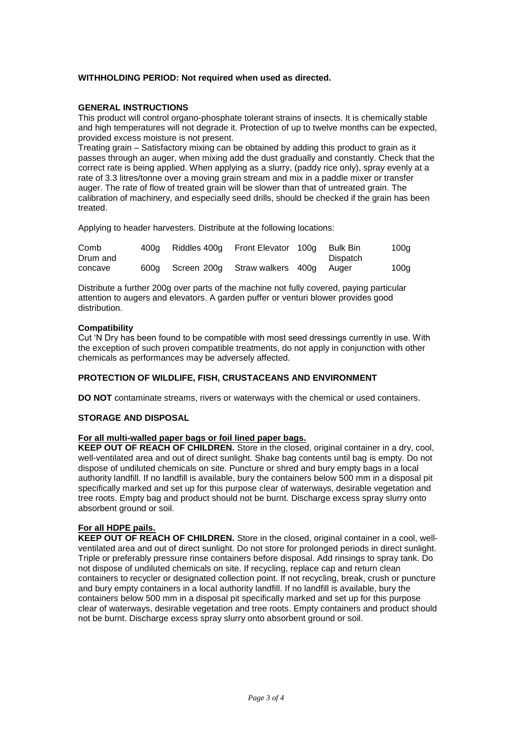**WITHHOLDING PERIOD: Not required when used as directed.**

**GENERAL INSTRUCTIONS**

This product will control organo-phosphate tolerant strains of insects. It is chemically stable and high temperatures will not degrade it. Protection of up to twelve months can be expected, provided excess moisture is not present.

Treating grain – Satisfactory mixing can be obtained by adding this product to grain as it passes through an auger, when mixing add the dust gradually and constantly. Check that the correct rate is being applied. When applying as a slurry, (paddy rice only), spray evenly at a rate of 3.3 litres/tonne over a moving grain stream and mix in a paddle mixer or transfer auger. The rate of flow of treated grain will be slower than that of untreated grain. The calibration of machinery, and especially seed drills, should be checked if the grain has been treated.

Applying to header harvesters. Distribute at the following locations:

| | | | | | | | |
|---|---|---|---|---|---|---|---|
| Comb | 400g | Riddles | 400g | Front Elevator | 100g | Bulk Bin | 100g |
| Drum and concave | 600g | Screen | 200g | Straw walkers | 400g | Dispatch Auger | 100g |

Distribute a further 200g over parts of the machine not fully covered, paying particular attention to augers and elevators. A garden puffer or venturi blower provides good distribution.

**Compatibility**

Cut 'N Dry has been found to be compatible with most seed dressings currently in use. With the exception of such proven compatible treatments, do not apply in conjunction with other chemicals as performances may be adversely affected.

**PROTECTION OF WILDLIFE, FISH, CRUSTACEANS AND ENVIRONMENT**

**DO NOT** contaminate streams, rivers or waterways with the chemical or used containers.

**STORAGE AND DISPOSAL**

**For all multi-walled paper bags or foil lined paper bags.**

**KEEP OUT OF REACH OF CHILDREN.** Store in the closed, original container in a dry, cool, well-ventilated area and out of direct sunlight. Shake bag contents until bag is empty. Do not dispose of undiluted chemicals on site. Puncture or shred and bury empty bags in a local authority landfill. If no landfill is available, bury the containers below 500 mm in a disposal pit specifically marked and set up for this purpose clear of waterways, desirable vegetation and tree roots. Empty bag and product should not be burnt. Discharge excess spray slurry onto absorbent ground or soil.

**For all HDPE pails.**

**KEEP OUT OF REACH OF CHILDREN.** Store in the closed, original container in a cool, well-ventilated area and out of direct sunlight. Do not store for prolonged periods in direct sunlight. Triple or preferably pressure rinse containers before disposal. Add rinsings to spray tank. Do not dispose of undiluted chemicals on site. If recycling, replace cap and return clean containers to recycler or designated collection point. If not recycling, break, crush or puncture and bury empty containers in a local authority landfill. If no landfill is available, bury the containers below 500 mm in a disposal pit specifically marked and set up for this purpose clear of waterways, desirable vegetation and tree roots. Empty containers and product should not be burnt. Discharge excess spray slurry onto absorbent ground or soil.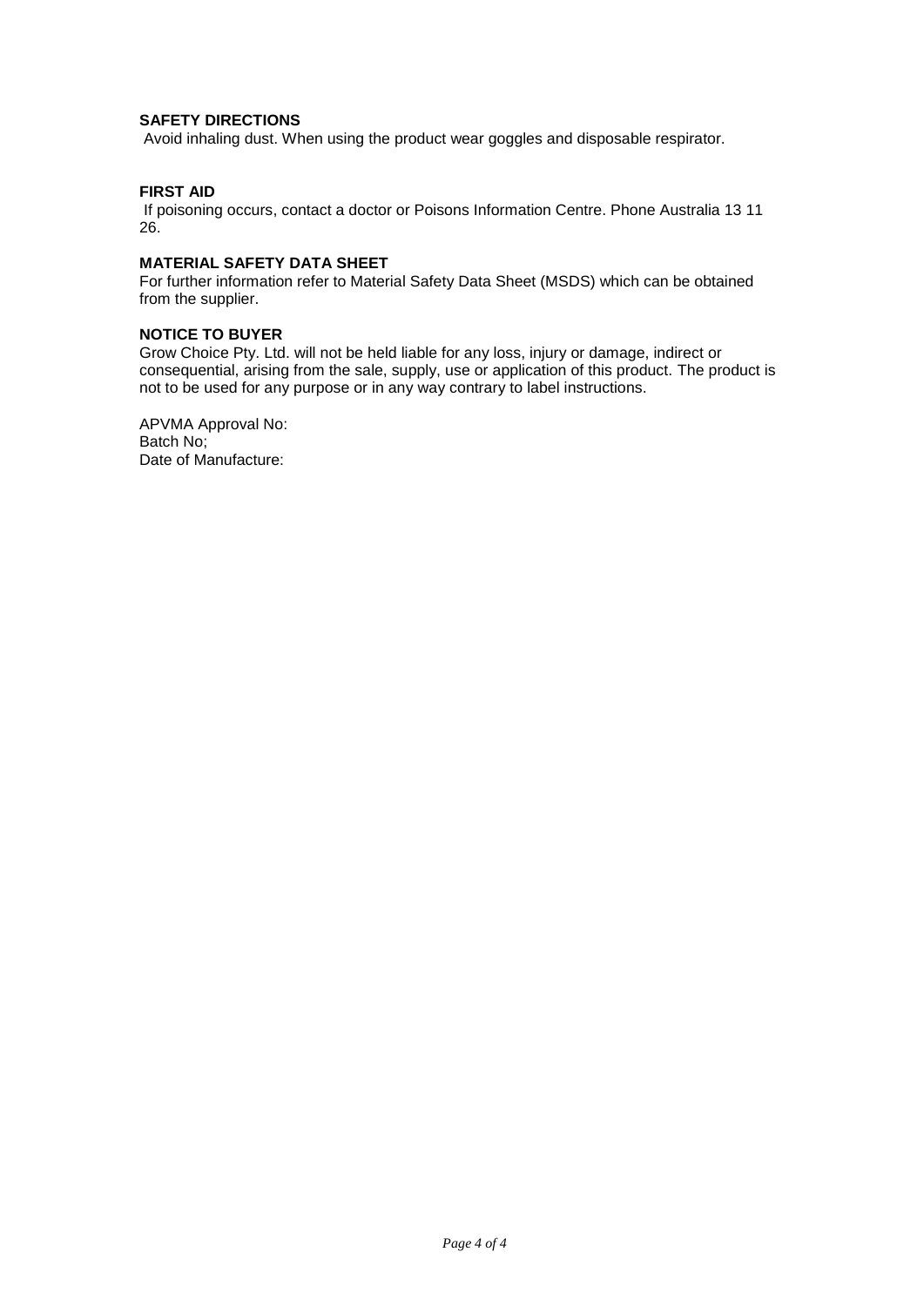**SAFETY DIRECTIONS**

Avoid inhaling dust. When using the product wear goggles and disposable respirator.

**FIRST AID**

If poisoning occurs, contact a doctor or Poisons Information Centre. Phone Australia 13 11 26.

**MATERIAL SAFETY DATA SHEET**

For further information refer to Material Safety Data Sheet (MSDS) which can be obtained from the supplier.

**NOTICE TO BUYER**

Grow Choice Pty. Ltd. will not be held liable for any loss, injury or damage, indirect or consequential, arising from the sale, supply, use or application of this product. The product is not to be used for any purpose or in any way contrary to label instructions.

APVMA Approval No:  
Batch No;  
Date of Manufacture: